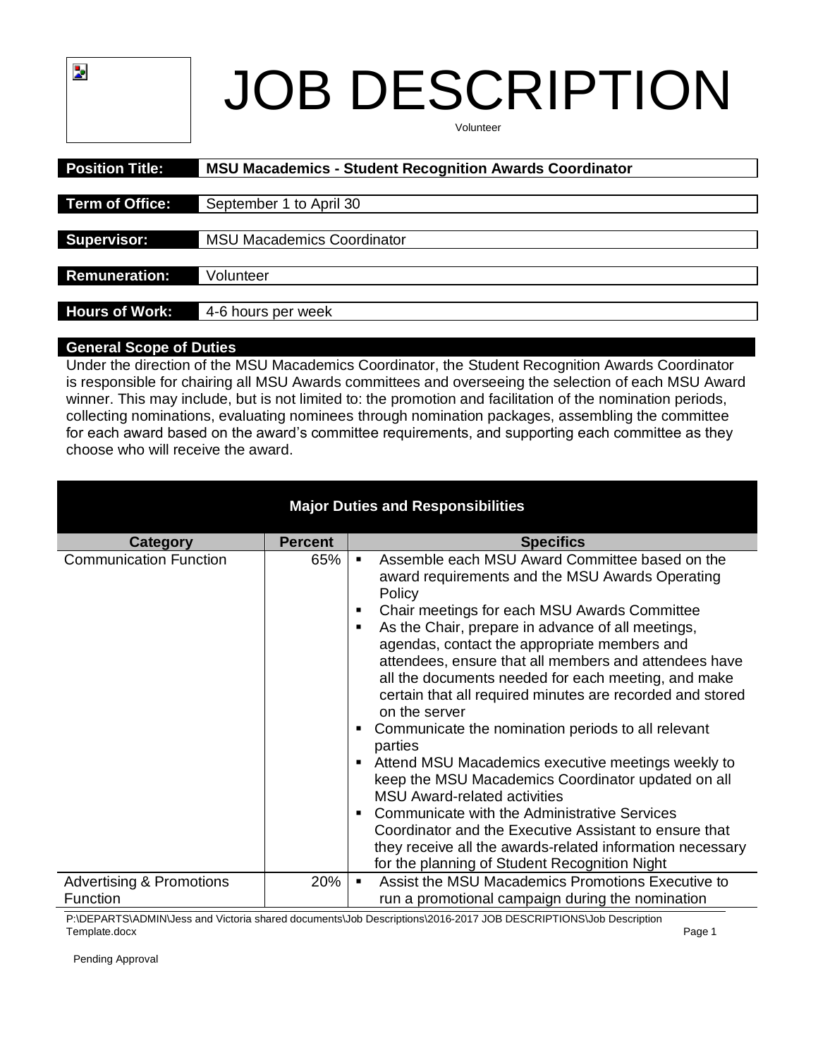# JOB DESCRIPTION

Volunteer

| | |
|---|---|
| **Position Title:** | **MSU Macademics - Student Recognition Awards Coordinator** |
| **Term of Office:** | September 1 to April 30 |
| **Supervisor:** | MSU Macademics Coordinator |
| **Remuneration:** | Volunteer |
| **Hours of Work:** | 4-6 hours per week |

## General Scope of Duties

Under the direction of the MSU Macademics Coordinator, the Student Recognition Awards Coordinator is responsible for chairing all MSU Awards committees and overseeing the selection of each MSU Award winner. This may include, but is not limited to: the promotion and facilitation of the nomination periods, collecting nominations, evaluating nominees through nomination packages, assembling the committee for each award based on the award's committee requirements, and supporting each committee as they choose who will receive the award.

## Major Duties and Responsibilities

| Category | Percent | Specifics |
|---|---|---|
| Communication Function | 65% | ▪ Assemble each MSU Award Committee based on the award requirements and the MSU Awards Operating Policy<br>▪ Chair meetings for each MSU Awards Committee<br>▪ As the Chair, prepare in advance of all meetings, agendas, contact the appropriate members and attendees, ensure that all members and attendees have all the documents needed for each meeting, and make certain that all required minutes are recorded and stored on the server<br>▪ Communicate the nomination periods to all relevant parties<br>▪ Attend MSU Macademics executive meetings weekly to keep the MSU Macademics Coordinator updated on all MSU Award-related activities<br>▪ Communicate with the Administrative Services Coordinator and the Executive Assistant to ensure that they receive all the awards-related information necessary for the planning of Student Recognition Night |
| Advertising & Promotions Function | 20% | ▪ Assist the MSU Macademics Promotions Executive to run a promotional campaign during the nomination |

P:\DEPARTS\ADMIN\Jess and Victoria shared documents\Job Descriptions\2016-2017 JOB DESCRIPTIONS\Job Description Template.docx

Pending Approval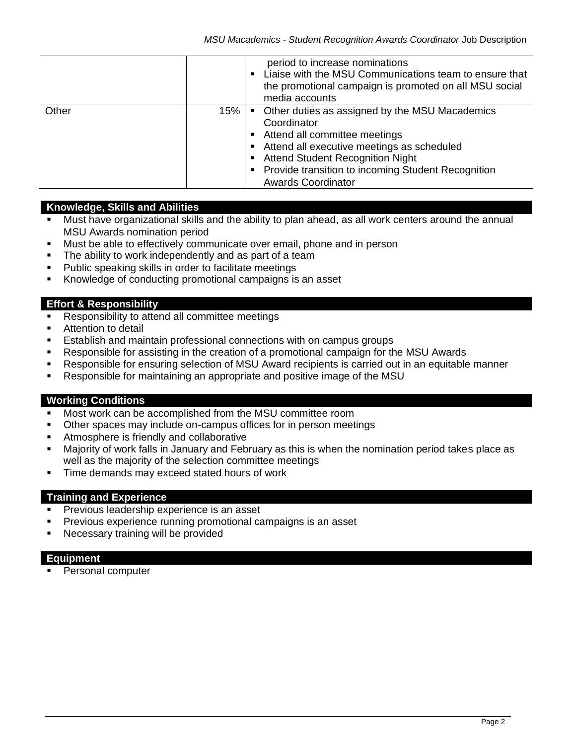| | | |
|---|---|---|
| | | period to increase nominations<br>▪ Liaise with the MSU Communications team to ensure that the promotional campaign is promoted on all MSU social media accounts |
| Other | 15% | ▪ Other duties as assigned by the MSU Macademics Coordinator<br>▪ Attend all committee meetings<br>▪ Attend all executive meetings as scheduled<br>▪ Attend Student Recognition Night<br>▪ Provide transition to incoming Student Recognition Awards Coordinator |

## Knowledge, Skills and Abilities

- Must have organizational skills and the ability to plan ahead, as all work centers around the annual MSU Awards nomination period
- Must be able to effectively communicate over email, phone and in person
- The ability to work independently and as part of a team
- Public speaking skills in order to facilitate meetings
- Knowledge of conducting promotional campaigns is an asset

## Effort & Responsibility

- Responsibility to attend all committee meetings
- Attention to detail
- Establish and maintain professional connections with on campus groups
- Responsible for assisting in the creation of a promotional campaign for the MSU Awards
- Responsible for ensuring selection of MSU Award recipients is carried out in an equitable manner
- Responsible for maintaining an appropriate and positive image of the MSU

## Working Conditions

- Most work can be accomplished from the MSU committee room
- Other spaces may include on-campus offices for in person meetings
- Atmosphere is friendly and collaborative
- Majority of work falls in January and February as this is when the nomination period takes place as well as the majority of the selection committee meetings
- Time demands may exceed stated hours of work

## Training and Experience

- Previous leadership experience is an asset
- Previous experience running promotional campaigns is an asset
- Necessary training will be provided

## Equipment

- Personal computer